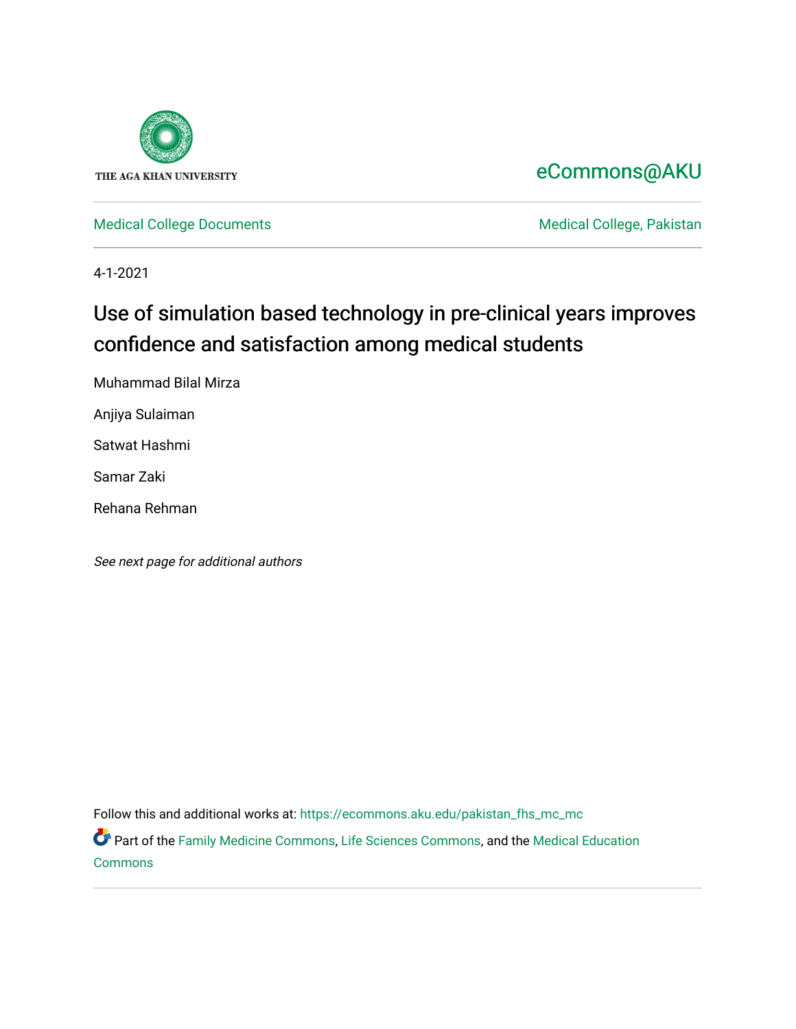THE AGA KHAN UNIVERSITY

eCommons@AKU

Medical College Documents

Medical College, Pakistan

4-1-2021

# Use of simulation based technology in pre-clinical years improves confidence and satisfaction among medical students

Muhammad Bilal Mirza

Anjiya Sulaiman

Satwat Hashmi

Samar Zaki

Rehana Rehman

*See next page for additional authors*

Follow this and additional works at: https://ecommons.aku.edu/pakistan_fhs_mc_mc

Part of the Family Medicine Commons, Life Sciences Commons, and the Medical Education Commons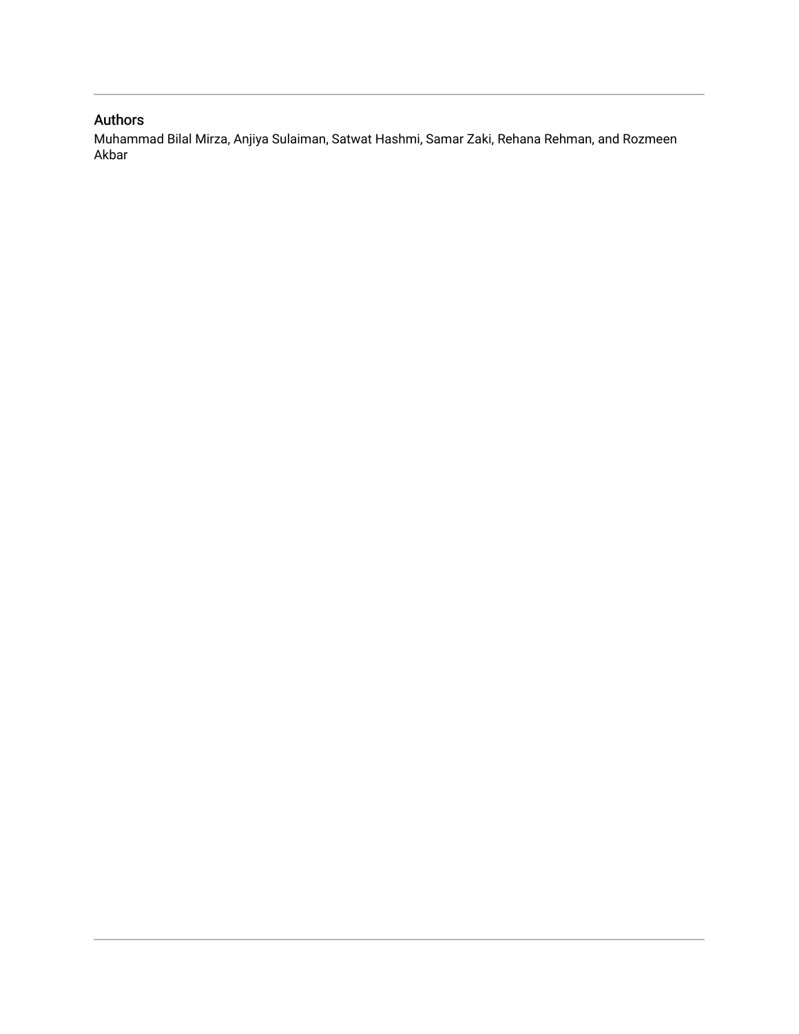## Authors

Muhammad Bilal Mirza, Anjiya Sulaiman, Satwat Hashmi, Samar Zaki, Rehana Rehman, and Rozmeen Akbar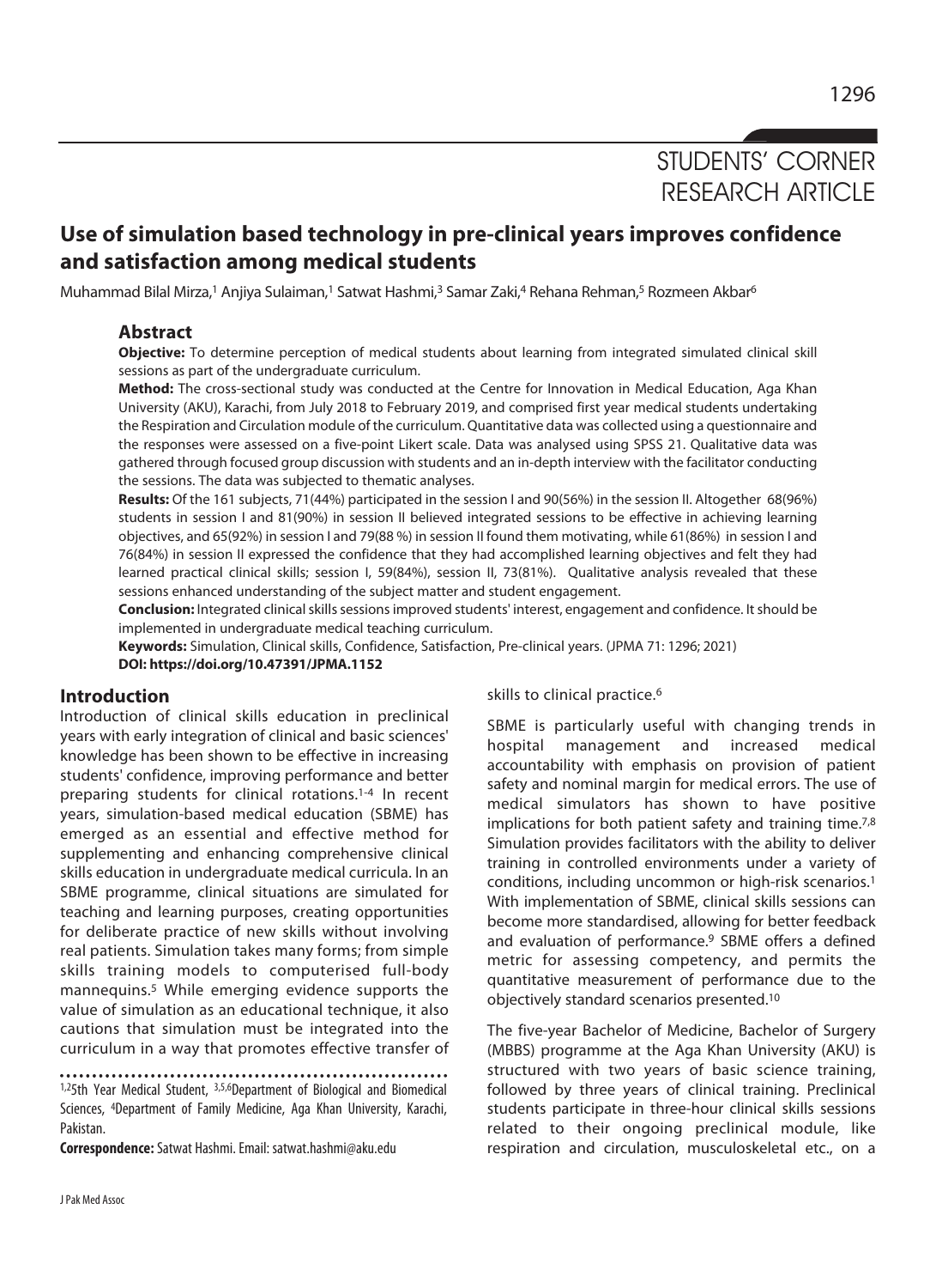STUDENTS' CORNER
RESEARCH ARTICLE

# Use of simulation based technology in pre-clinical years improves confidence and satisfaction among medical students

Muhammad Bilal Mirza,[1] Anjiya Sulaiman,[1] Satwat Hashmi,[3] Samar Zaki,[4] Rehana Rehman,[5] Rozmeen Akbar[6]

## Abstract

**Objective:** To determine perception of medical students about learning from integrated simulated clinical skill sessions as part of the undergraduate curriculum.

**Method:** The cross-sectional study was conducted at the Centre for Innovation in Medical Education, Aga Khan University (AKU), Karachi, from July 2018 to February 2019, and comprised first year medical students undertaking the Respiration and Circulation module of the curriculum. Quantitative data was collected using a questionnaire and the responses were assessed on a five-point Likert scale. Data was analysed using SPSS 21. Qualitative data was gathered through focused group discussion with students and an in-depth interview with the facilitator conducting the sessions. The data was subjected to thematic analyses.

**Results:** Of the 161 subjects, 71(44%) participated in the session I and 90(56%) in the session II. Altogether 68(96%) students in session I and 81(90%) in session II believed integrated sessions to be effective in achieving learning objectives, and 65(92%) in session I and 79(88 %) in session II found them motivating, while 61(86%) in session I and 76(84%) in session II expressed the confidence that they had accomplished learning objectives and felt they had learned practical clinical skills; session I, 59(84%), session II, 73(81%). Qualitative analysis revealed that these sessions enhanced understanding of the subject matter and student engagement.

**Conclusion:** Integrated clinical skills sessions improved students' interest, engagement and confidence. It should be implemented in undergraduate medical teaching curriculum.

**Keywords:** Simulation, Clinical skills, Confidence, Satisfaction, Pre-clinical years. (JPMA 71: 1296; 2021)

**DOI: https://doi.org/10.47391/JPMA.1152**

## Introduction

Introduction of clinical skills education in preclinical years with early integration of clinical and basic sciences' knowledge has been shown to be effective in increasing students' confidence, improving performance and better preparing students for clinical rotations.[1-4] In recent years, simulation-based medical education (SBME) has emerged as an essential and effective method for supplementing and enhancing comprehensive clinical skills education in undergraduate medical curricula. In an SBME programme, clinical situations are simulated for teaching and learning purposes, creating opportunities for deliberate practice of new skills without involving real patients. Simulation takes many forms; from simple skills training models to computerised full-body mannequins.[5] While emerging evidence supports the value of simulation as an educational technique, it also cautions that simulation must be integrated into the curriculum in a way that promotes effective transfer of skills to clinical practice.[6]

SBME is particularly useful with changing trends in hospital management and increased medical accountability with emphasis on provision of patient safety and nominal margin for medical errors. The use of medical simulators has shown to have positive implications for both patient safety and training time.[7,8] Simulation provides facilitators with the ability to deliver training in controlled environments under a variety of conditions, including uncommon or high-risk scenarios.[1] With implementation of SBME, clinical skills sessions can become more standardised, allowing for better feedback and evaluation of performance.[9] SBME offers a defined metric for assessing competency, and permits the quantitative measurement of performance due to the objectively standard scenarios presented.[10]

The five-year Bachelor of Medicine, Bachelor of Surgery (MBBS) programme at the Aga Khan University (AKU) is structured with two years of basic science training, followed by three years of clinical training. Preclinical students participate in three-hour clinical skills sessions related to their ongoing preclinical module, like respiration and circulation, musculoskeletal etc., on a

[1,2]5th Year Medical Student, [3,5,6]Department of Biological and Biomedical Sciences, [4]Department of Family Medicine, Aga Khan University, Karachi, Pakistan.

**Correspondence:** Satwat Hashmi. Email: satwat.hashmi@aku.edu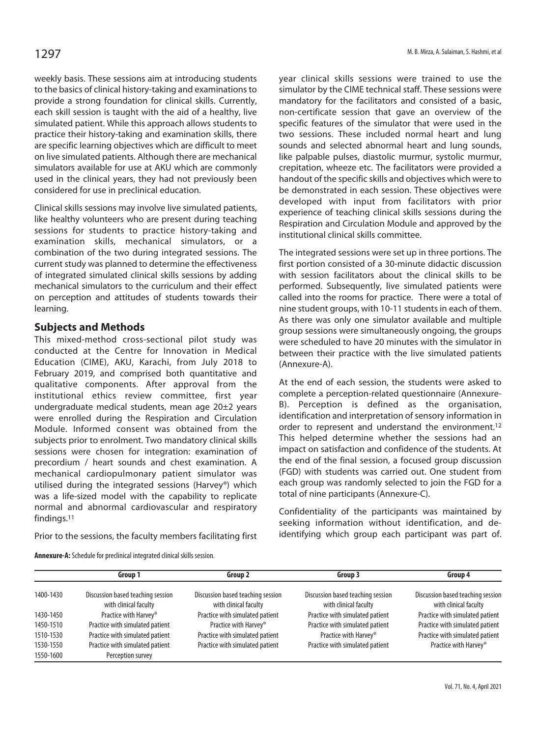weekly basis. These sessions aim at introducing students to the basics of clinical history-taking and examinations to provide a strong foundation for clinical skills. Currently, each skill session is taught with the aid of a healthy, live simulated patient. While this approach allows students to practice their history-taking and examination skills, there are specific learning objectives which are difficult to meet on live simulated patients. Although there are mechanical simulators available for use at AKU which are commonly used in the clinical years, they had not previously been considered for use in preclinical education.

Clinical skills sessions may involve live simulated patients, like healthy volunteers who are present during teaching sessions for students to practice history-taking and examination skills, mechanical simulators, or a combination of the two during integrated sessions. The current study was planned to determine the effectiveness of integrated simulated clinical skills sessions by adding mechanical simulators to the curriculum and their effect on perception and attitudes of students towards their learning.

## Subjects and Methods

This mixed-method cross-sectional pilot study was conducted at the Centre for Innovation in Medical Education (CIME), AKU, Karachi, from July 2018 to February 2019, and comprised both quantitative and qualitative components. After approval from the institutional ethics review committee, first year undergraduate medical students, mean age 20±2 years were enrolled during the Respiration and Circulation Module. Informed consent was obtained from the subjects prior to enrolment. Two mandatory clinical skills sessions were chosen for integration: examination of precordium / heart sounds and chest examination. A mechanical cardiopulmonary patient simulator was utilised during the integrated sessions (Harvey®) which was a life-sized model with the capability to replicate normal and abnormal cardiovascular and respiratory findings.[11]

Prior to the sessions, the faculty members facilitating first year clinical skills sessions were trained to use the simulator by the CIME technical staff. These sessions were mandatory for the facilitators and consisted of a basic, non-certificate session that gave an overview of the specific features of the simulator that were used in the two sessions. These included normal heart and lung sounds and selected abnormal heart and lung sounds, like palpable pulses, diastolic murmur, systolic murmur, crepitation, wheeze etc. The facilitators were provided a handout of the specific skills and objectives which were to be demonstrated in each session. These objectives were developed with input from facilitators with prior experience of teaching clinical skills sessions during the Respiration and Circulation Module and approved by the institutional clinical skills committee.

The integrated sessions were set up in three portions. The first portion consisted of a 30-minute didactic discussion with session facilitators about the clinical skills to be performed. Subsequently, live simulated patients were called into the rooms for practice. There were a total of nine student groups, with 10-11 students in each of them. As there was only one simulator available and multiple group sessions were simultaneously ongoing, the groups were scheduled to have 20 minutes with the simulator in between their practice with the live simulated patients (Annexure-A).

At the end of each session, the students were asked to complete a perception-related questionnaire (Annexure-B). Perception is defined as the organisation, identification and interpretation of sensory information in order to represent and understand the environment.[12] This helped determine whether the sessions had an impact on satisfaction and confidence of the students. At the end of the final session, a focused group discussion (FGD) with students was carried out. One student from each group was randomly selected to join the FGD for a total of nine participants (Annexure-C).

Confidentiality of the participants was maintained by seeking information without identification, and de-identifying which group each participant was part of.

**Annexure-A:** Schedule for preclinical integrated clinical skills session.

| | Group 1 | Group 2 | Group 3 | Group 4 |
|---|---|---|---|---|
| 1400-1430 | Discussion based teaching session with clinical faculty | Discussion based teaching session with clinical faculty | Discussion based teaching session with clinical faculty | Discussion based teaching session with clinical faculty |
| 1430-1450 | Practice with Harvey® | Practice with simulated patient | Practice with simulated patient | Practice with simulated patient |
| 1450-1510 | Practice with simulated patient | Practice with Harvey® | Practice with simulated patient | Practice with simulated patient |
| 1510-1530 | Practice with simulated patient | Practice with simulated patient | Practice with Harvey® | Practice with simulated patient |
| 1530-1550 | Practice with simulated patient | Practice with simulated patient | Practice with simulated patient | Practice with Harvey® |
| 1550-1600 | Perception survey | | | |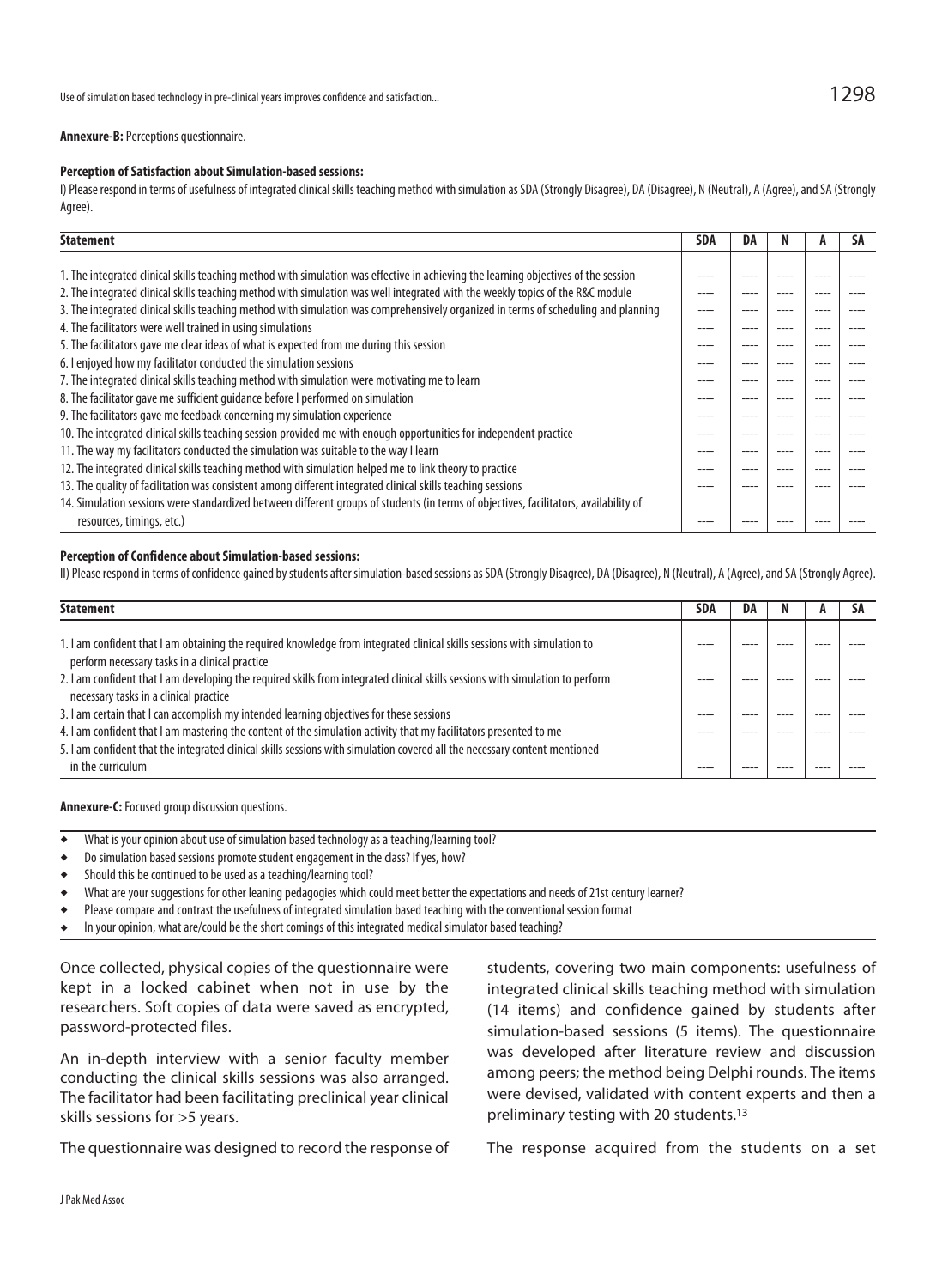**Annexure-B:** Perceptions questionnaire.

**Perception of Satisfaction about Simulation-based sessions:**

I) Please respond in terms of usefulness of integrated clinical skills teaching method with simulation as SDA (Strongly Disagree), DA (Disagree), N (Neutral), A (Agree), and SA (Strongly Agree).

| Statement | SDA | DA | N | A | SA |
|---|---|---|---|---|---|
| 1. The integrated clinical skills teaching method with simulation was effective in achieving the learning objectives of the session | ---- | ---- | ---- | ---- | ---- |
| 2. The integrated clinical skills teaching method with simulation was well integrated with the weekly topics of the R&C module | ---- | ---- | ---- | ---- | ---- |
| 3. The integrated clinical skills teaching method with simulation was comprehensively organized in terms of scheduling and planning | ---- | ---- | ---- | ---- | ---- |
| 4. The facilitators were well trained in using simulations | ---- | ---- | ---- | ---- | ---- |
| 5. The facilitators gave me clear ideas of what is expected from me during this session | ---- | ---- | ---- | ---- | ---- |
| 6. I enjoyed how my facilitator conducted the simulation sessions | ---- | ---- | ---- | ---- | ---- |
| 7. The integrated clinical skills teaching method with simulation were motivating me to learn | ---- | ---- | ---- | ---- | ---- |
| 8. The facilitator gave me sufficient guidance before I performed on simulation | ---- | ---- | ---- | ---- | ---- |
| 9. The facilitators gave me feedback concerning my simulation experience | ---- | ---- | ---- | ---- | ---- |
| 10. The integrated clinical skills teaching session provided me with enough opportunities for independent practice | ---- | ---- | ---- | ---- | ---- |
| 11. The way my facilitators conducted the simulation was suitable to the way I learn | ---- | ---- | ---- | ---- | ---- |
| 12. The integrated clinical skills teaching method with simulation helped me to link theory to practice | ---- | ---- | ---- | ---- | ---- |
| 13. The quality of facilitation was consistent among different integrated clinical skills teaching sessions | ---- | ---- | ---- | ---- | ---- |
| 14. Simulation sessions were standardized between different groups of students (in terms of objectives, facilitators, availability of resources, timings, etc.) | ---- | ---- | ---- | ---- | ---- |

**Perception of Confidence about Simulation-based sessions:**

II) Please respond in terms of confidence gained by students after simulation-based sessions as SDA (Strongly Disagree), DA (Disagree), N (Neutral), A (Agree), and SA (Strongly Agree).

| Statement | SDA | DA | N | A | SA |
|---|---|---|---|---|---|
| 1. I am confident that I am obtaining the required knowledge from integrated clinical skills sessions with simulation to perform necessary tasks in a clinical practice | ---- | ---- | ---- | ---- | ---- |
| 2. I am confident that I am developing the required skills from integrated clinical skills sessions with simulation to perform necessary tasks in a clinical practice | ---- | ---- | ---- | ---- | ---- |
| 3. I am certain that I can accomplish my intended learning objectives for these sessions | ---- | ---- | ---- | ---- | ---- |
| 4. I am confident that I am mastering the content of the simulation activity that my facilitators presented to me | ---- | ---- | ---- | ---- | ---- |
| 5. I am confident that the integrated clinical skills sessions with simulation covered all the necessary content mentioned in the curriculum | ---- | ---- | ---- | ---- | ---- |

**Annexure-C:** Focused group discussion questions.

- What is your opinion about use of simulation based technology as a teaching/learning tool?
- Do simulation based sessions promote student engagement in the class? If yes, how?
- Should this be continued to be used as a teaching/learning tool?
- What are your suggestions for other leaning pedagogies which could meet better the expectations and needs of 21st century learner?
- Please compare and contrast the usefulness of integrated simulation based teaching with the conventional session format
- In your opinion, what are/could be the short comings of this integrated medical simulator based teaching?

Once collected, physical copies of the questionnaire were kept in a locked cabinet when not in use by the researchers. Soft copies of data were saved as encrypted, password-protected files.

An in-depth interview with a senior faculty member conducting the clinical skills sessions was also arranged. The facilitator had been facilitating preclinical year clinical skills sessions for >5 years.

The questionnaire was designed to record the response of students, covering two main components: usefulness of integrated clinical skills teaching method with simulation (14 items) and confidence gained by students after simulation-based sessions (5 items). The questionnaire was developed after literature review and discussion among peers; the method being Delphi rounds. The items were devised, validated with content experts and then a preliminary testing with 20 students.[13]

The response acquired from the students on a set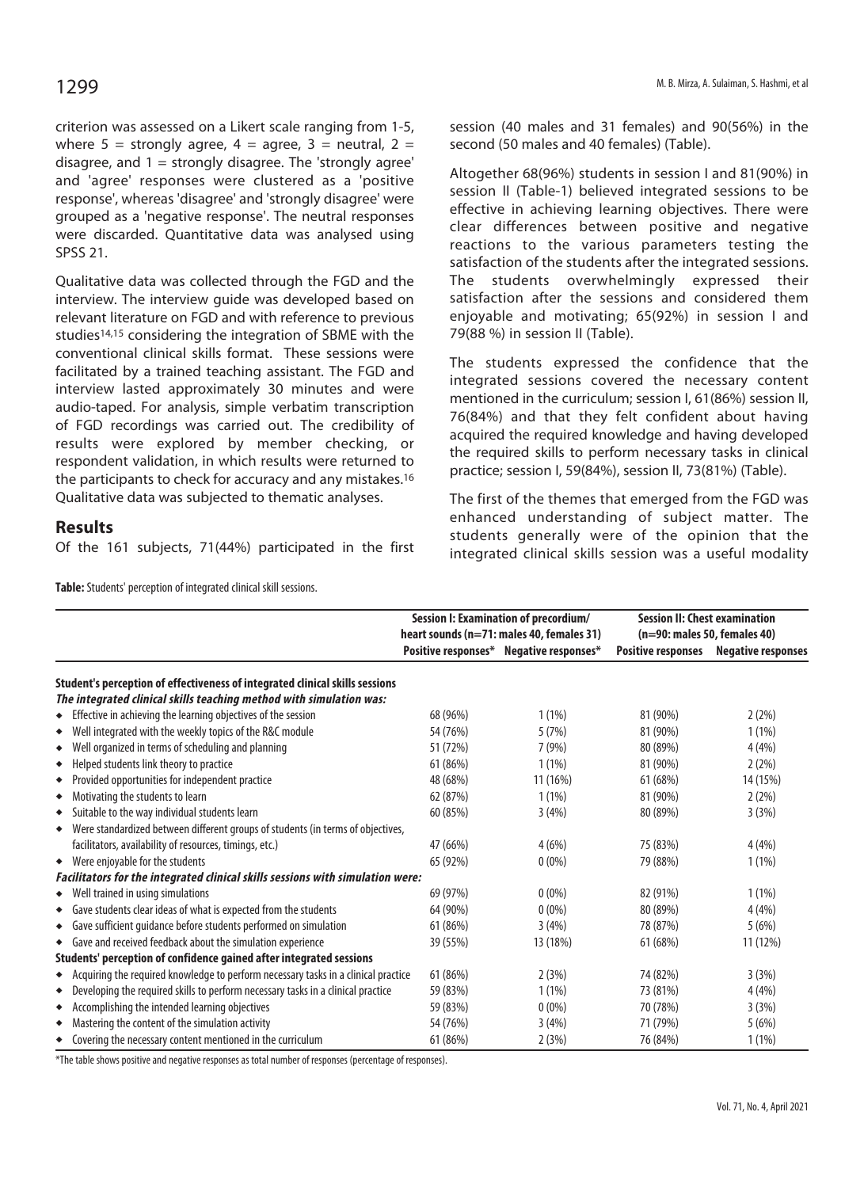criterion was assessed on a Likert scale ranging from 1-5, where 5 = strongly agree, 4 = agree, 3 = neutral, 2 = disagree, and 1 = strongly disagree. The 'strongly agree' and 'agree' responses were clustered as a 'positive response', whereas 'disagree' and 'strongly disagree' were grouped as a 'negative response'. The neutral responses were discarded. Quantitative data was analysed using SPSS 21.

Qualitative data was collected through the FGD and the interview. The interview guide was developed based on relevant literature on FGD and with reference to previous studies[14,15] considering the integration of SBME with the conventional clinical skills format. These sessions were facilitated by a trained teaching assistant. The FGD and interview lasted approximately 30 minutes and were audio-taped. For analysis, simple verbatim transcription of FGD recordings was carried out. The credibility of results were explored by member checking, or respondent validation, in which results were returned to the participants to check for accuracy and any mistakes.[16] Qualitative data was subjected to thematic analyses.

## Results

Of the 161 subjects, 71(44%) participated in the first session (40 males and 31 females) and 90(56%) in the second (50 males and 40 females) (Table).

Altogether 68(96%) students in session I and 81(90%) in session II (Table-1) believed integrated sessions to be effective in achieving learning objectives. There were clear differences between positive and negative reactions to the various parameters testing the satisfaction of the students after the integrated sessions. The students overwhelmingly expressed their satisfaction after the sessions and considered them enjoyable and motivating; 65(92%) in session I and 79(88 %) in session II (Table).

The students expressed the confidence that the integrated sessions covered the necessary content mentioned in the curriculum; session I, 61(86%) session II, 76(84%) and that they felt confident about having acquired the required knowledge and having developed the required skills to perform necessary tasks in clinical practice; session I, 59(84%), session II, 73(81%) (Table).

The first of the themes that emerged from the FGD was enhanced understanding of subject matter. The students generally were of the opinion that the integrated clinical skills session was a useful modality

**Table:** Students' perception of integrated clinical skill sessions.

| | Session I: Examination of precordium/ heart sounds (n=71: males 40, females 31) | | Session II: Chest examination (n=90: males 50, females 40) | |
|---|---|---|---|---|
| | Positive responses* | Negative responses* | Positive responses | Negative responses |
| **Student's perception of effectiveness of integrated clinical skills sessions** | | | | |
| ***The integrated clinical skills teaching method with simulation was:*** | | | | |
| ◆ Effective in achieving the learning objectives of the session | 68 (96%) | 1 (1%) | 81 (90%) | 2 (2%) |
| ◆ Well integrated with the weekly topics of the R&C module | 54 (76%) | 5 (7%) | 81 (90%) | 1 (1%) |
| ◆ Well organized in terms of scheduling and planning | 51 (72%) | 7 (9%) | 80 (89%) | 4 (4%) |
| ◆ Helped students link theory to practice | 61 (86%) | 1 (1%) | 81 (90%) | 2 (2%) |
| ◆ Provided opportunities for independent practice | 48 (68%) | 11 (16%) | 61 (68%) | 14 (15%) |
| ◆ Motivating the students to learn | 62 (87%) | 1 (1%) | 81 (90%) | 2 (2%) |
| ◆ Suitable to the way individual students learn | 60 (85%) | 3 (4%) | 80 (89%) | 3 (3%) |
| ◆ Were standardized between different groups of students (in terms of objectives, facilitators, availability of resources, timings, etc.) | 47 (66%) | 4 (6%) | 75 (83%) | 4 (4%) |
| ◆ Were enjoyable for the students | 65 (92%) | 0 (0%) | 79 (88%) | 1 (1%) |
| ***Facilitators for the integrated clinical skills sessions with simulation were:*** | | | | |
| ◆ Well trained in using simulations | 69 (97%) | 0 (0%) | 82 (91%) | 1 (1%) |
| ◆ Gave students clear ideas of what is expected from the students | 64 (90%) | 0 (0%) | 80 (89%) | 4 (4%) |
| ◆ Gave sufficient guidance before students performed on simulation | 61 (86%) | 3 (4%) | 78 (87%) | 5 (6%) |
| ◆ Gave and received feedback about the simulation experience | 39 (55%) | 13 (18%) | 61 (68%) | 11 (12%) |
| **Students' perception of confidence gained after integrated sessions** | | | | |
| ◆ Acquiring the required knowledge to perform necessary tasks in a clinical practice | 61 (86%) | 2 (3%) | 74 (82%) | 3 (3%) |
| ◆ Developing the required skills to perform necessary tasks in a clinical practice | 59 (83%) | 1 (1%) | 73 (81%) | 4 (4%) |
| ◆ Accomplishing the intended learning objectives | 59 (83%) | 0 (0%) | 70 (78%) | 3 (3%) |
| ◆ Mastering the content of the simulation activity | 54 (76%) | 3 (4%) | 71 (79%) | 5 (6%) |
| ◆ Covering the necessary content mentioned in the curriculum | 61 (86%) | 2 (3%) | 76 (84%) | 1 (1%) |

*The table shows positive and negative responses as total number of responses (percentage of responses).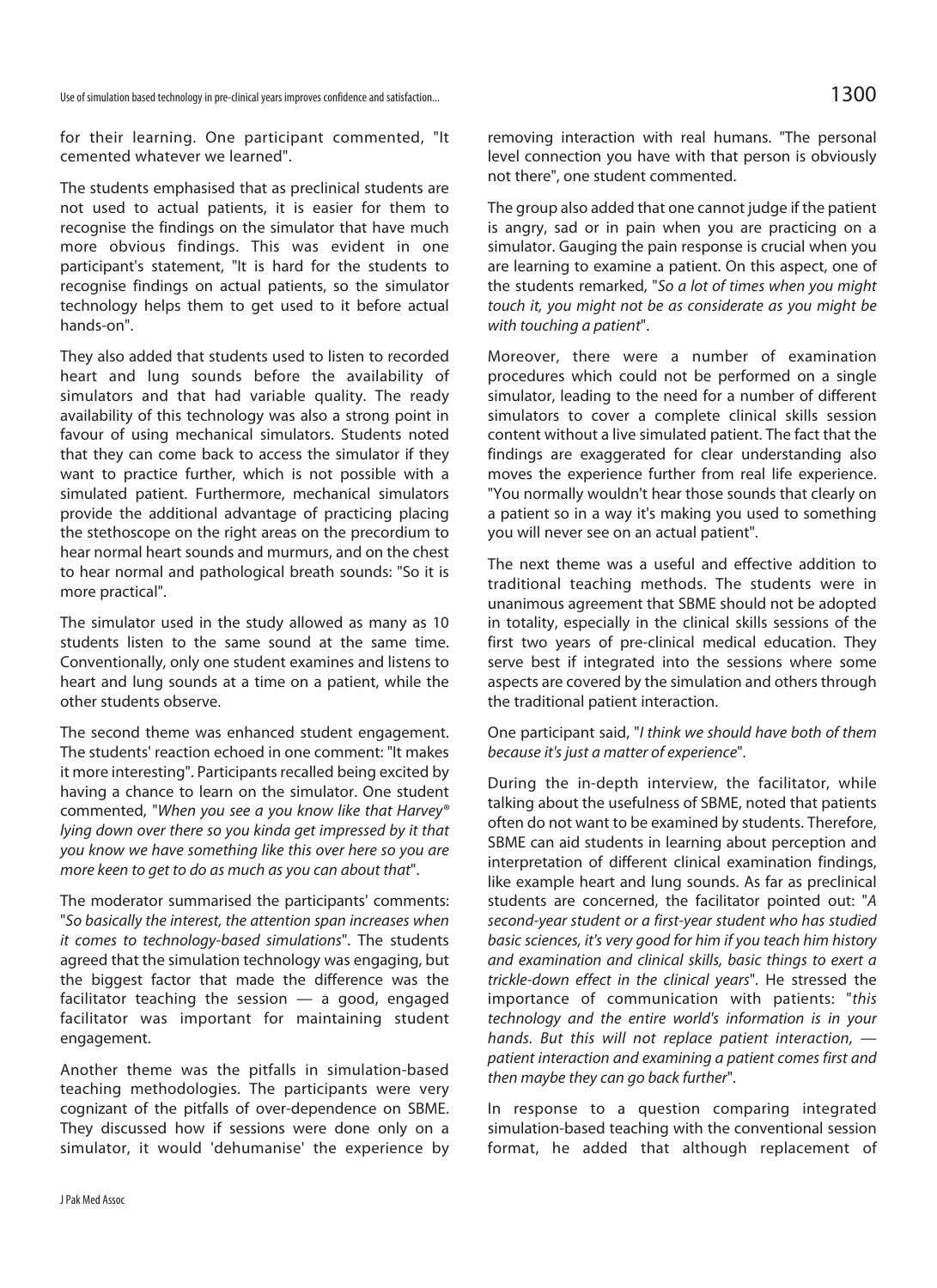for their learning. One participant commented, "It cemented whatever we learned".

The students emphasised that as preclinical students are not used to actual patients, it is easier for them to recognise the findings on the simulator that have much more obvious findings. This was evident in one participant's statement, "It is hard for the students to recognise findings on actual patients, so the simulator technology helps them to get used to it before actual hands-on".

They also added that students used to listen to recorded heart and lung sounds before the availability of simulators and that had variable quality. The ready availability of this technology was also a strong point in favour of using mechanical simulators. Students noted that they can come back to access the simulator if they want to practice further, which is not possible with a simulated patient. Furthermore, mechanical simulators provide the additional advantage of practicing placing the stethoscope on the right areas on the precordium to hear normal heart sounds and murmurs, and on the chest to hear normal and pathological breath sounds: "So it is more practical".

The simulator used in the study allowed as many as 10 students listen to the same sound at the same time. Conventionally, only one student examines and listens to heart and lung sounds at a time on a patient, while the other students observe.

The second theme was enhanced student engagement. The students' reaction echoed in one comment: "It makes it more interesting". Participants recalled being excited by having a chance to learn on the simulator. One student commented, "*When you see a you know like that Harvey® lying down over there so you kinda get impressed by it that you know we have something like this over here so you are more keen to get to do as much as you can about that*".

The moderator summarised the participants' comments: "*So basically the interest, the attention span increases when it comes to technology-based simulations*". The students agreed that the simulation technology was engaging, but the biggest factor that made the difference was the facilitator teaching the session — a good, engaged facilitator was important for maintaining student engagement.

Another theme was the pitfalls in simulation-based teaching methodologies. The participants were very cognizant of the pitfalls of over-dependence on SBME. They discussed how if sessions were done only on a simulator, it would 'dehumanise' the experience by removing interaction with real humans. "The personal level connection you have with that person is obviously not there", one student commented.

The group also added that one cannot judge if the patient is angry, sad or in pain when you are practicing on a simulator. Gauging the pain response is crucial when you are learning to examine a patient. On this aspect, one of the students remarked, "*So a lot of times when you might touch it, you might not be as considerate as you might be with touching a patient*".

Moreover, there were a number of examination procedures which could not be performed on a single simulator, leading to the need for a number of different simulators to cover a complete clinical skills session content without a live simulated patient. The fact that the findings are exaggerated for clear understanding also moves the experience further from real life experience. "You normally wouldn't hear those sounds that clearly on a patient so in a way it's making you used to something you will never see on an actual patient".

The next theme was a useful and effective addition to traditional teaching methods. The students were in unanimous agreement that SBME should not be adopted in totality, especially in the clinical skills sessions of the first two years of pre-clinical medical education. They serve best if integrated into the sessions where some aspects are covered by the simulation and others through the traditional patient interaction.

One participant said, "*I think we should have both of them because it's just a matter of experience*".

During the in-depth interview, the facilitator, while talking about the usefulness of SBME, noted that patients often do not want to be examined by students. Therefore, SBME can aid students in learning about perception and interpretation of different clinical examination findings, like example heart and lung sounds. As far as preclinical students are concerned, the facilitator pointed out: "*A second-year student or a first-year student who has studied basic sciences, it's very good for him if you teach him history and examination and clinical skills, basic things to exert a trickle-down effect in the clinical years*". He stressed the importance of communication with patients: "*this technology and the entire world's information is in your hands. But this will not replace patient interaction, — patient interaction and examining a patient comes first and then maybe they can go back further*".

In response to a question comparing integrated simulation-based teaching with the conventional session format, he added that although replacement of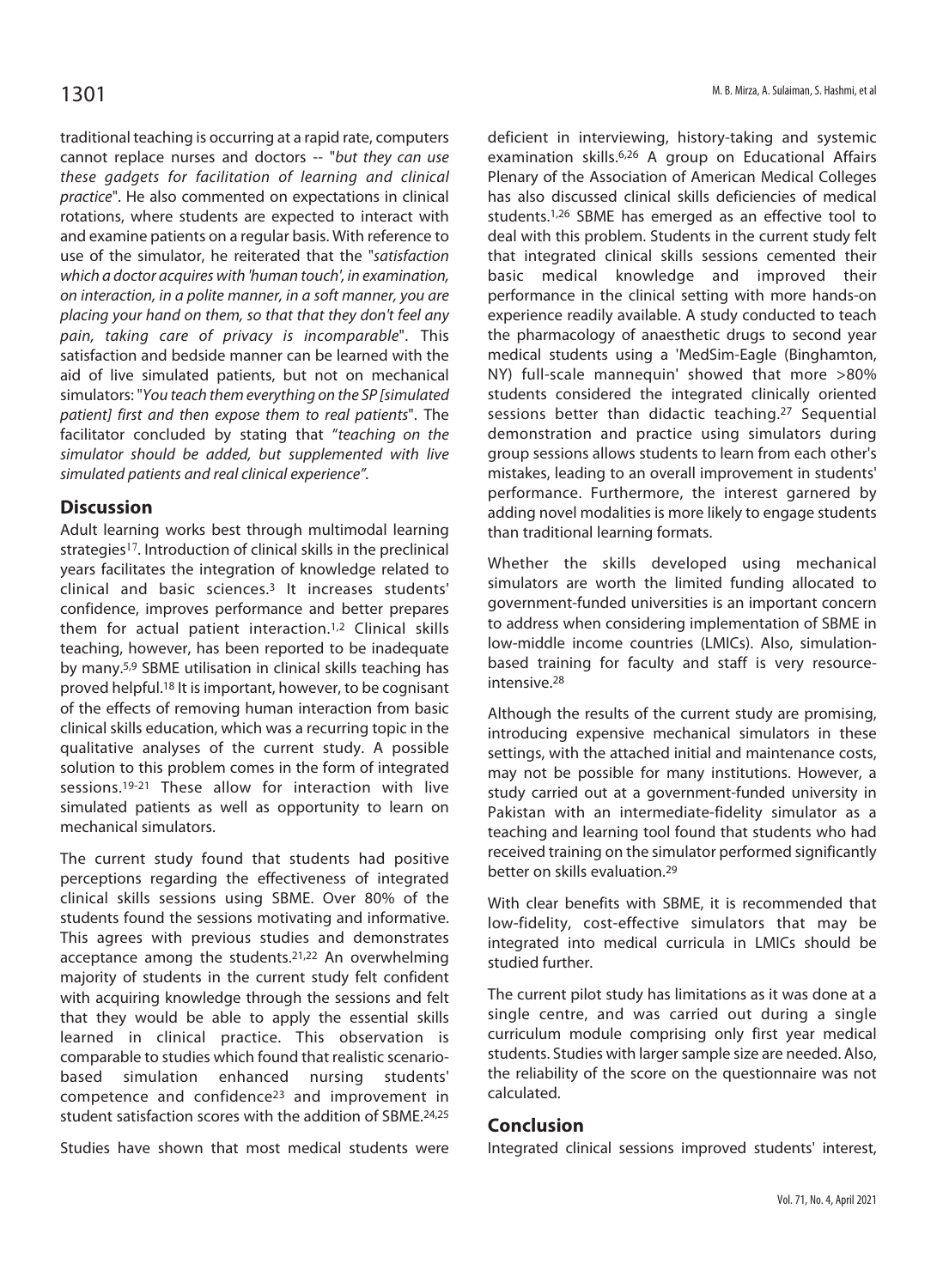traditional teaching is occurring at a rapid rate, computers cannot replace nurses and doctors -- "*but they can use these gadgets for facilitation of learning and clinical practice*". He also commented on expectations in clinical rotations, where students are expected to interact with and examine patients on a regular basis. With reference to use of the simulator, he reiterated that the "*satisfaction which a doctor acquires with 'human touch', in examination, on interaction, in a polite manner, in a soft manner, you are placing your hand on them, so that that they don't feel any pain, taking care of privacy is incomparable*". This satisfaction and bedside manner can be learned with the aid of live simulated patients, but not on mechanical simulators: "*You teach them everything on the SP [simulated patient] first and then expose them to real patients*". The facilitator concluded by stating that "*teaching on the simulator should be added, but supplemented with live simulated patients and real clinical experience*".

## Discussion

Adult learning works best through multimodal learning strategies[17]. Introduction of clinical skills in the preclinical years facilitates the integration of knowledge related to clinical and basic sciences.[3] It increases students' confidence, improves performance and better prepares them for actual patient interaction.[1,2] Clinical skills teaching, however, has been reported to be inadequate by many.[5,9] SBME utilisation in clinical skills teaching has proved helpful.[18] It is important, however, to be cognisant of the effects of removing human interaction from basic clinical skills education, which was a recurring topic in the qualitative analyses of the current study. A possible solution to this problem comes in the form of integrated sessions.[19-21] These allow for interaction with live simulated patients as well as opportunity to learn on mechanical simulators.

The current study found that students had positive perceptions regarding the effectiveness of integrated clinical skills sessions using SBME. Over 80% of the students found the sessions motivating and informative. This agrees with previous studies and demonstrates acceptance among the students.[21,22] An overwhelming majority of students in the current study felt confident with acquiring knowledge through the sessions and felt that they would be able to apply the essential skills learned in clinical practice. This observation is comparable to studies which found that realistic scenario-based simulation enhanced nursing students' competence and confidence[23] and improvement in student satisfaction scores with the addition of SBME.[24,25]

Studies have shown that most medical students were deficient in interviewing, history-taking and systemic examination skills.[6,26] A group on Educational Affairs Plenary of the Association of American Medical Colleges has also discussed clinical skills deficiencies of medical students.[1,26] SBME has emerged as an effective tool to deal with this problem. Students in the current study felt that integrated clinical skills sessions cemented their basic medical knowledge and improved their performance in the clinical setting with more hands-on experience readily available. A study conducted to teach the pharmacology of anaesthetic drugs to second year medical students using a 'MedSim-Eagle (Binghamton, NY) full-scale mannequin' showed that more >80% students considered the integrated clinically oriented sessions better than didactic teaching.[27] Sequential demonstration and practice using simulators during group sessions allows students to learn from each other's mistakes, leading to an overall improvement in students' performance. Furthermore, the interest garnered by adding novel modalities is more likely to engage students than traditional learning formats.

Whether the skills developed using mechanical simulators are worth the limited funding allocated to government-funded universities is an important concern to address when considering implementation of SBME in low-middle income countries (LMICs). Also, simulation-based training for faculty and staff is very resource-intensive.[28]

Although the results of the current study are promising, introducing expensive mechanical simulators in these settings, with the attached initial and maintenance costs, may not be possible for many institutions. However, a study carried out at a government-funded university in Pakistan with an intermediate-fidelity simulator as a teaching and learning tool found that students who had received training on the simulator performed significantly better on skills evaluation.[29]

With clear benefits with SBME, it is recommended that low-fidelity, cost-effective simulators that may be integrated into medical curricula in LMICs should be studied further.

The current pilot study has limitations as it was done at a single centre, and was carried out during a single curriculum module comprising only first year medical students. Studies with larger sample size are needed. Also, the reliability of the score on the questionnaire was not calculated.

## Conclusion

Integrated clinical sessions improved students' interest,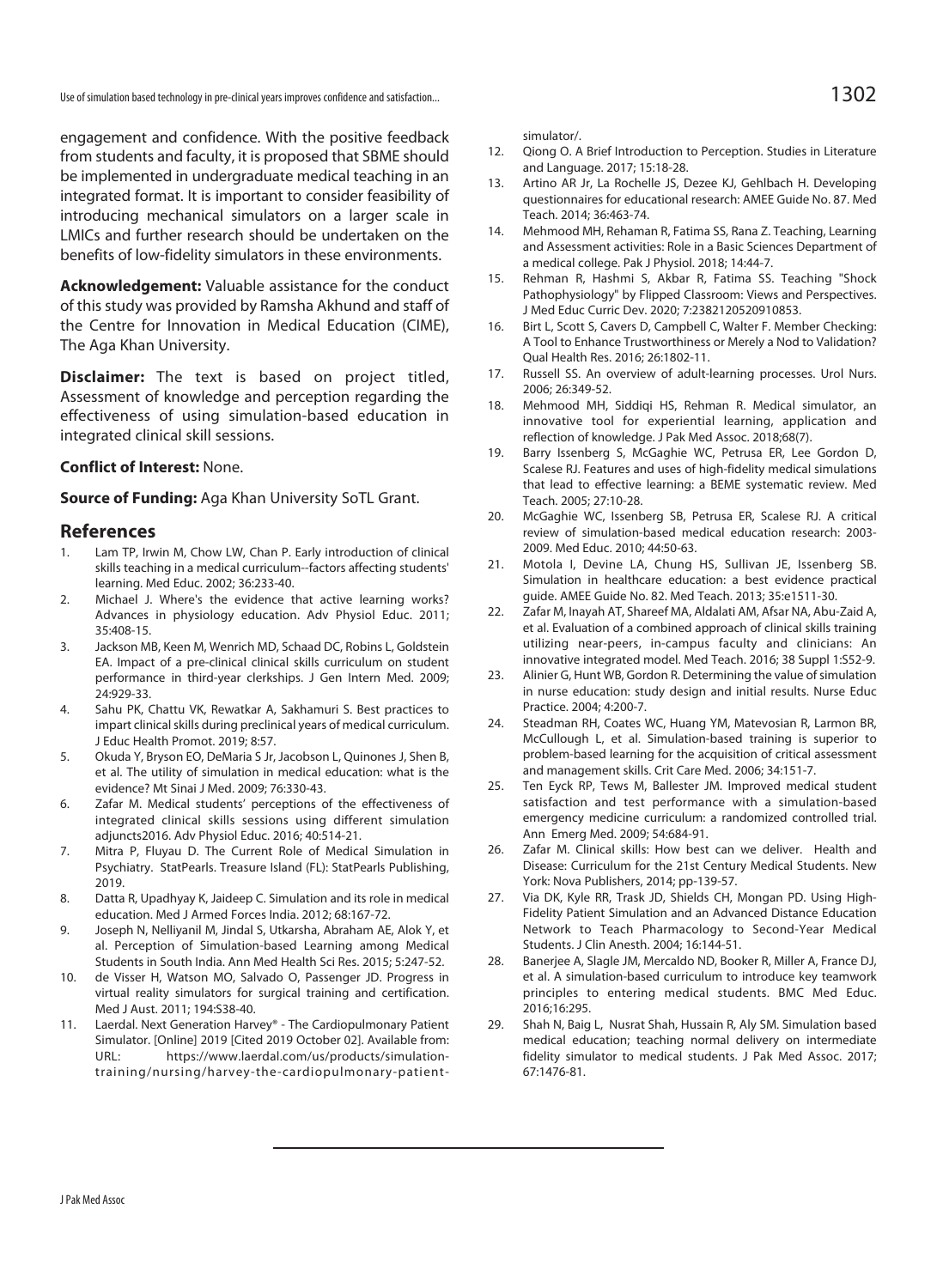engagement and confidence. With the positive feedback from students and faculty, it is proposed that SBME should be implemented in undergraduate medical teaching in an integrated format. It is important to consider feasibility of introducing mechanical simulators on a larger scale in LMICs and further research should be undertaken on the benefits of low-fidelity simulators in these environments.

**Acknowledgement:** Valuable assistance for the conduct of this study was provided by Ramsha Akhund and staff of the Centre for Innovation in Medical Education (CIME), The Aga Khan University.

**Disclaimer:** The text is based on project titled, Assessment of knowledge and perception regarding the effectiveness of using simulation-based education in integrated clinical skill sessions.

**Conflict of Interest:** None.

**Source of Funding:** Aga Khan University SoTL Grant.

## References

1. Lam TP, Irwin M, Chow LW, Chan P. Early introduction of clinical skills teaching in a medical curriculum--factors affecting students' learning. Med Educ. 2002; 36:233-40.
2. Michael J. Where's the evidence that active learning works? Advances in physiology education. Adv Physiol Educ. 2011; 35:408-15.
3. Jackson MB, Keen M, Wenrich MD, Schaad DC, Robins L, Goldstein EA. Impact of a pre-clinical clinical skills curriculum on student performance in third-year clerkships. J Gen Intern Med. 2009; 24:929-33.
4. Sahu PK, Chattu VK, Rewatkar A, Sakhamuri S. Best practices to impart clinical skills during preclinical years of medical curriculum. J Educ Health Promot. 2019; 8:57.
5. Okuda Y, Bryson EO, DeMaria S Jr, Jacobson L, Quinones J, Shen B, et al. The utility of simulation in medical education: what is the evidence? Mt Sinai J Med. 2009; 76:330-43.
6. Zafar M. Medical students' perceptions of the effectiveness of integrated clinical skills sessions using different simulation adjuncts2016. Adv Physiol Educ. 2016; 40:514-21.
7. Mitra P, Fluyau D. The Current Role of Medical Simulation in Psychiatry. StatPearls. Treasure Island (FL): StatPearls Publishing, 2019.
8. Datta R, Upadhyay K, Jaideep C. Simulation and its role in medical education. Med J Armed Forces India. 2012; 68:167-72.
9. Joseph N, Nelliyanil M, Jindal S, Utkarsha, Abraham AE, Alok Y, et al. Perception of Simulation-based Learning among Medical Students in South India. Ann Med Health Sci Res. 2015; 5:247-52.
10. de Visser H, Watson MO, Salvado O, Passenger JD. Progress in virtual reality simulators for surgical training and certification. Med J Aust. 2011; 194:S38-40.
11. Laerdal. Next Generation Harvey® - The Cardiopulmonary Patient Simulator. [Online] 2019 [Cited 2019 October 02]. Available from: URL: https://www.laerdal.com/us/products/simulation-training/nursing/harvey-the-cardiopulmonary-patient-simulator/.
12. Qiong O. A Brief Introduction to Perception. Studies in Literature and Language. 2017; 15:18-28.
13. Artino AR Jr, La Rochelle JS, Dezee KJ, Gehlbach H. Developing questionnaires for educational research: AMEE Guide No. 87. Med Teach. 2014; 36:463-74.
14. Mehmood MH, Rehaman R, Fatima SS, Rana Z. Teaching, Learning and Assessment activities: Role in a Basic Sciences Department of a medical college. Pak J Physiol. 2018; 14:44-7.
15. Rehman R, Hashmi S, Akbar R, Fatima SS. Teaching "Shock Pathophysiology" by Flipped Classroom: Views and Perspectives. J Med Educ Curric Dev. 2020; 7:2382120520910853.
16. Birt L, Scott S, Cavers D, Campbell C, Walter F. Member Checking: A Tool to Enhance Trustworthiness or Merely a Nod to Validation? Qual Health Res. 2016; 26:1802-11.
17. Russell SS. An overview of adult-learning processes. Urol Nurs. 2006; 26:349-52.
18. Mehmood MH, Siddiqi HS, Rehman R. Medical simulator, an innovative tool for experiential learning, application and reflection of knowledge. J Pak Med Assoc. 2018;68(7).
19. Barry Issenberg S, McGaghie WC, Petrusa ER, Lee Gordon D, Scalese RJ. Features and uses of high-fidelity medical simulations that lead to effective learning: a BEME systematic review. Med Teach. 2005; 27:10-28.
20. McGaghie WC, Issenberg SB, Petrusa ER, Scalese RJ. A critical review of simulation-based medical education research: 2003-2009. Med Educ. 2010; 44:50-63.
21. Motola I, Devine LA, Chung HS, Sullivan JE, Issenberg SB. Simulation in healthcare education: a best evidence practical guide. AMEE Guide No. 82. Med Teach. 2013; 35:e1511-30.
22. Zafar M, Inayah AT, Shareef MA, Aldalati AM, Afsar NA, Abu-Zaid A, et al. Evaluation of a combined approach of clinical skills training utilizing near-peers, in-campus faculty and clinicians: An innovative integrated model. Med Teach. 2016; 38 Suppl 1:S52-9.
23. Alinier G, Hunt WB, Gordon R. Determining the value of simulation in nurse education: study design and initial results. Nurse Educ Practice. 2004; 4:200-7.
24. Steadman RH, Coates WC, Huang YM, Matevosian R, Larmon BR, McCullough L, et al. Simulation-based training is superior to problem-based learning for the acquisition of critical assessment and management skills. Crit Care Med. 2006; 34:151-7.
25. Ten Eyck RP, Tews M, Ballester JM. Improved medical student satisfaction and test performance with a simulation-based emergency medicine curriculum: a randomized controlled trial. Ann Emerg Med. 2009; 54:684-91.
26. Zafar M. Clinical skills: How best can we deliver. Health and Disease: Curriculum for the 21st Century Medical Students. New York: Nova Publishers, 2014; pp-139-57.
27. Via DK, Kyle RR, Trask JD, Shields CH, Mongan PD. Using High-Fidelity Patient Simulation and an Advanced Distance Education Network to Teach Pharmacology to Second-Year Medical Students. J Clin Anesth. 2004; 16:144-51.
28. Banerjee A, Slagle JM, Mercaldo ND, Booker R, Miller A, France DJ, et al. A simulation-based curriculum to introduce key teamwork principles to entering medical students. BMC Med Educ. 2016;16:295.
29. Shah N, Baig L, Nusrat Shah, Hussain R, Aly SM. Simulation based medical education; teaching normal delivery on intermediate fidelity simulator to medical students. J Pak Med Assoc. 2017; 67:1476-81.